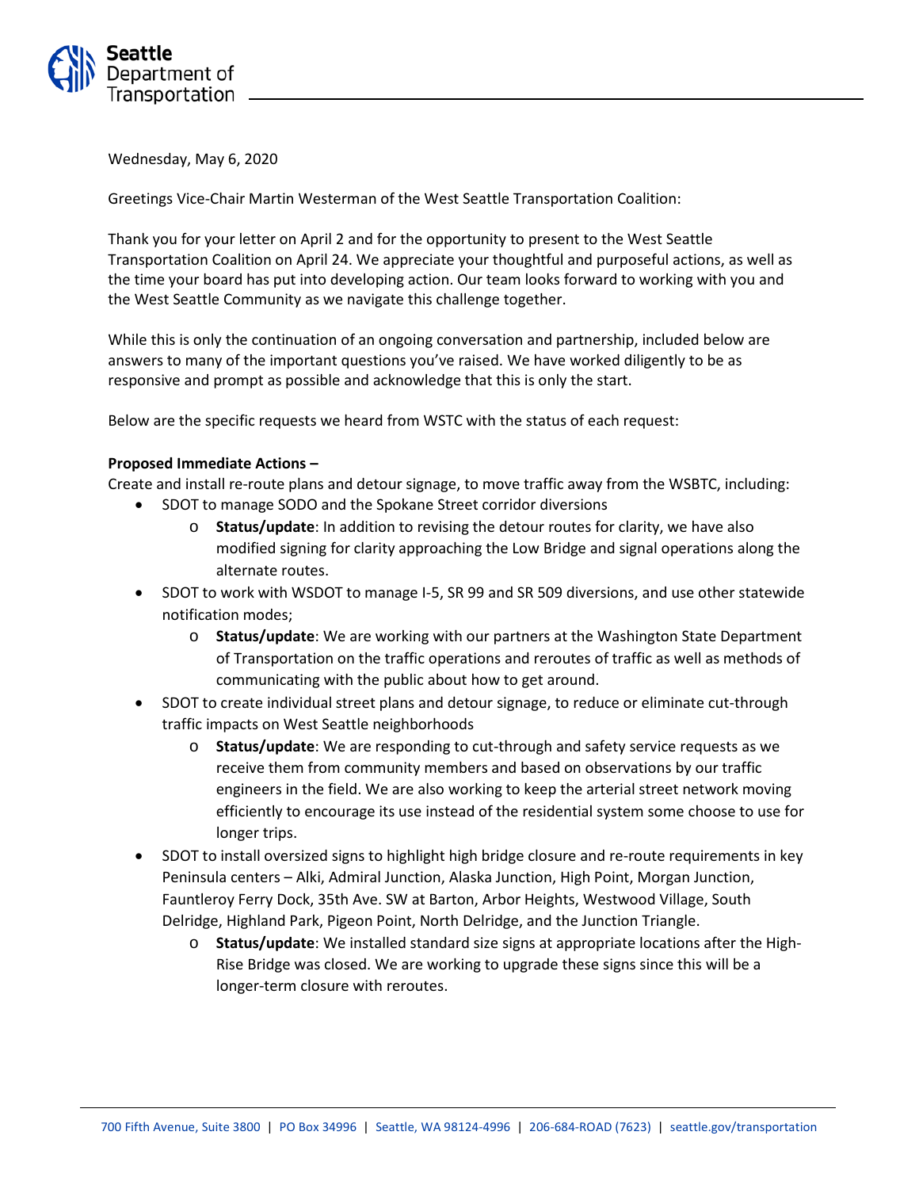Wednesday, May 6, 2020

Greetings Vice-Chair Martin Westerman of the West Seattle Transportation Coalition:

Thank you for your letter on April 2 and for the opportunity to present to the West Seattle Transportation Coalition on April 24. We appreciate your thoughtful and purposeful actions, as well as the time your board has put into developing action. Our team looks forward to working with you and the West Seattle Community as we navigate this challenge together.

While this is only the continuation of an ongoing conversation and partnership, included below are answers to many of the important questions you've raised. We have worked diligently to be as responsive and prompt as possible and acknowledge that this is only the start.

Below are the specific requests we heard from WSTC with the status of each request:

**Proposed Immediate Actions –**

Create and install re-route plans and detour signage, to move traffic away from the WSBTC, including:

- SDOT to manage SODO and the Spokane Street corridor diversions
  - **Status/update**: In addition to revising the detour routes for clarity, we have also modified signing for clarity approaching the Low Bridge and signal operations along the alternate routes.
- SDOT to work with WSDOT to manage I-5, SR 99 and SR 509 diversions, and use other statewide notification modes;
  - **Status/update**: We are working with our partners at the Washington State Department of Transportation on the traffic operations and reroutes of traffic as well as methods of communicating with the public about how to get around.
- SDOT to create individual street plans and detour signage, to reduce or eliminate cut-through traffic impacts on West Seattle neighborhoods
  - **Status/update**: We are responding to cut-through and safety service requests as we receive them from community members and based on observations by our traffic engineers in the field. We are also working to keep the arterial street network moving efficiently to encourage its use instead of the residential system some choose to use for longer trips.
- SDOT to install oversized signs to highlight high bridge closure and re-route requirements in key Peninsula centers – Alki, Admiral Junction, Alaska Junction, High Point, Morgan Junction, Fauntleroy Ferry Dock, 35th Ave. SW at Barton, Arbor Heights, Westwood Village, South Delridge, Highland Park, Pigeon Point, North Delridge, and the Junction Triangle.
  - **Status/update**: We installed standard size signs at appropriate locations after the High-Rise Bridge was closed. We are working to upgrade these signs since this will be a longer-term closure with reroutes.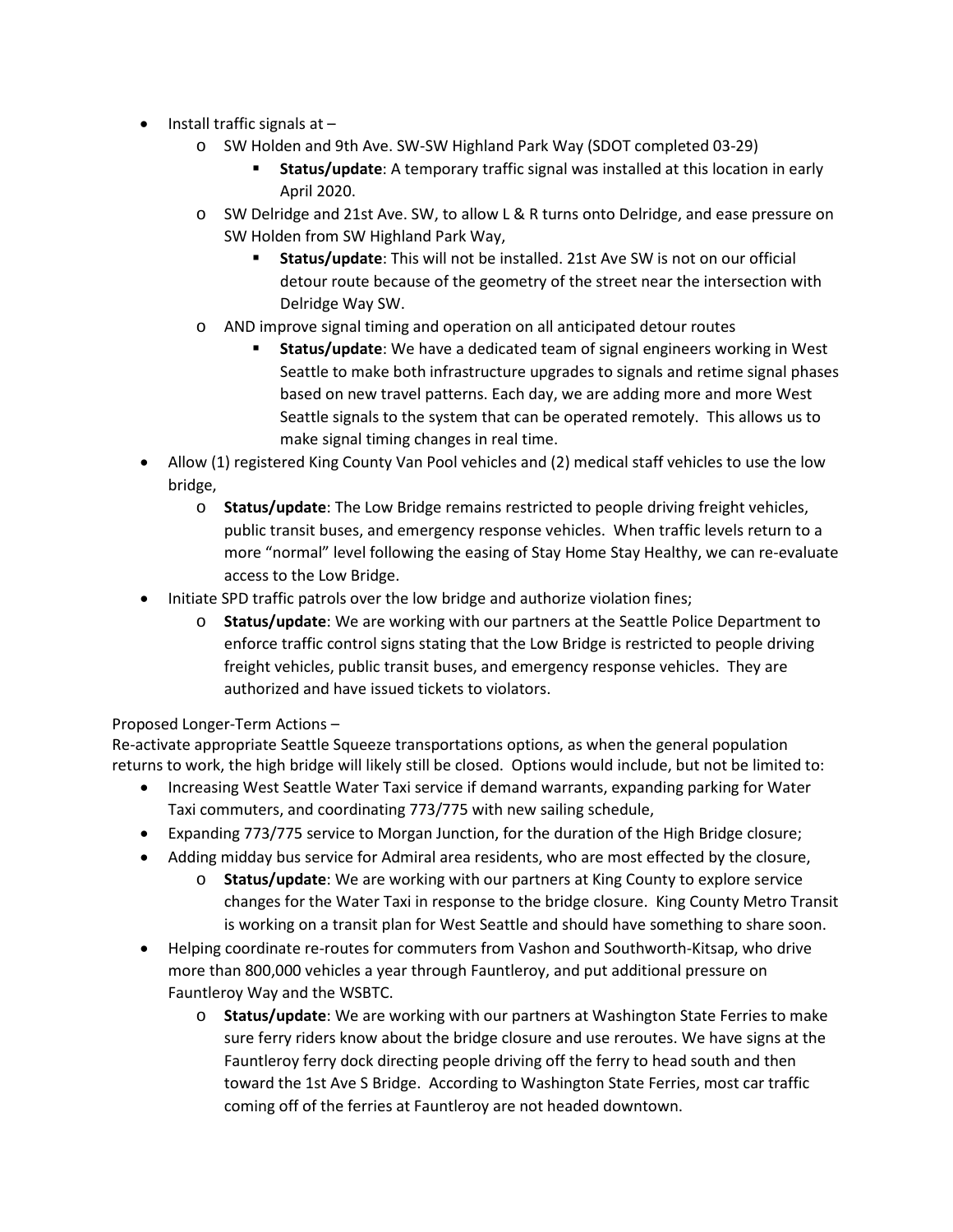- Install traffic signals at –
    - SW Holden and 9th Ave. SW-SW Highland Park Way (SDOT completed 03-29)
        - **Status/update**: A temporary traffic signal was installed at this location in early April 2020.
    - SW Delridge and 21st Ave. SW, to allow L & R turns onto Delridge, and ease pressure on SW Holden from SW Highland Park Way,
        - **Status/update**: This will not be installed. 21st Ave SW is not on our official detour route because of the geometry of the street near the intersection with Delridge Way SW.
    - AND improve signal timing and operation on all anticipated detour routes
        - **Status/update**: We have a dedicated team of signal engineers working in West Seattle to make both infrastructure upgrades to signals and retime signal phases based on new travel patterns. Each day, we are adding more and more West Seattle signals to the system that can be operated remotely. This allows us to make signal timing changes in real time.
- Allow (1) registered King County Van Pool vehicles and (2) medical staff vehicles to use the low bridge,
    - **Status/update**: The Low Bridge remains restricted to people driving freight vehicles, public transit buses, and emergency response vehicles. When traffic levels return to a more "normal" level following the easing of Stay Home Stay Healthy, we can re-evaluate access to the Low Bridge.
- Initiate SPD traffic patrols over the low bridge and authorize violation fines;
    - **Status/update**: We are working with our partners at the Seattle Police Department to enforce traffic control signs stating that the Low Bridge is restricted to people driving freight vehicles, public transit buses, and emergency response vehicles. They are authorized and have issued tickets to violators.

Proposed Longer-Term Actions –
Re-activate appropriate Seattle Squeeze transportations options, as when the general population returns to work, the high bridge will likely still be closed. Options would include, but not be limited to:

- Increasing West Seattle Water Taxi service if demand warrants, expanding parking for Water Taxi commuters, and coordinating 773/775 with new sailing schedule,
- Expanding 773/775 service to Morgan Junction, for the duration of the High Bridge closure;
- Adding midday bus service for Admiral area residents, who are most effected by the closure,
    - **Status/update**: We are working with our partners at King County to explore service changes for the Water Taxi in response to the bridge closure. King County Metro Transit is working on a transit plan for West Seattle and should have something to share soon.
- Helping coordinate re-routes for commuters from Vashon and Southworth-Kitsap, who drive more than 800,000 vehicles a year through Fauntleroy, and put additional pressure on Fauntleroy Way and the WSBTC.
    - **Status/update**: We are working with our partners at Washington State Ferries to make sure ferry riders know about the bridge closure and use reroutes. We have signs at the Fauntleroy ferry dock directing people driving off the ferry to head south and then toward the 1st Ave S Bridge. According to Washington State Ferries, most car traffic coming off of the ferries at Fauntleroy are not headed downtown.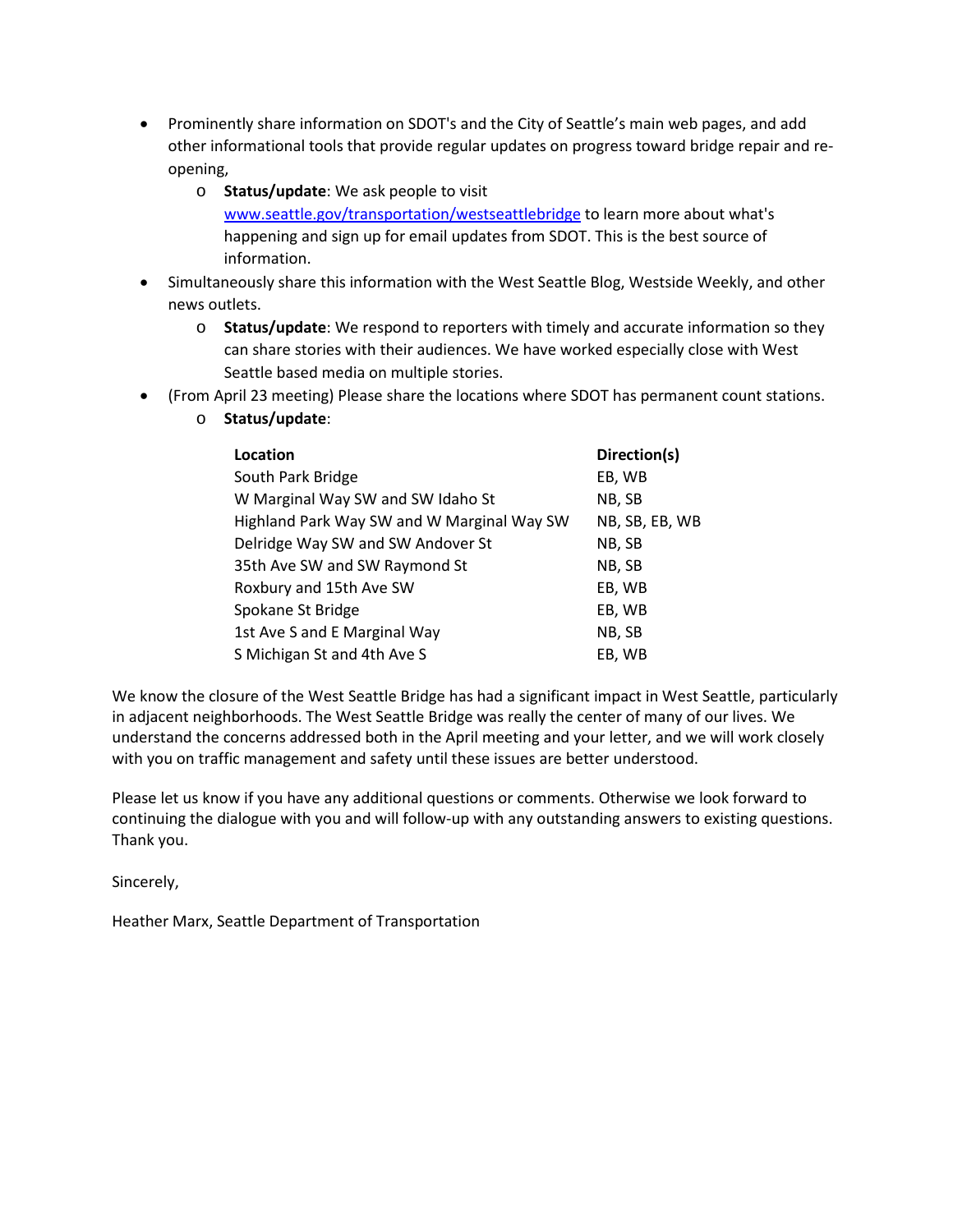- Prominently share information on SDOT's and the City of Seattle's main web pages, and add other informational tools that provide regular updates on progress toward bridge repair and re-opening,
  - **Status/update**: We ask people to visit [www.seattle.gov/transportation/westseattlebridge](www.seattle.gov/transportation/westseattlebridge) to learn more about what's happening and sign up for email updates from SDOT. This is the best source of information.
- Simultaneously share this information with the West Seattle Blog, Westside Weekly, and other news outlets.
  - **Status/update**: We respond to reporters with timely and accurate information so they can share stories with their audiences. We have worked especially close with West Seattle based media on multiple stories.
- (From April 23 meeting) Please share the locations where SDOT has permanent count stations.
  - **Status/update**:

| Location | Direction(s) |
|---|---|
| South Park Bridge | EB, WB |
| W Marginal Way SW and SW Idaho St | NB, SB |
| Highland Park Way SW and W Marginal Way SW | NB, SB, EB, WB |
| Delridge Way SW and SW Andover St | NB, SB |
| 35th Ave SW and SW Raymond St | NB, SB |
| Roxbury and 15th Ave SW | EB, WB |
| Spokane St Bridge | EB, WB |
| 1st Ave S and E Marginal Way | NB, SB |
| S Michigan St and 4th Ave S | EB, WB |

We know the closure of the West Seattle Bridge has had a significant impact in West Seattle, particularly in adjacent neighborhoods. The West Seattle Bridge was really the center of many of our lives. We understand the concerns addressed both in the April meeting and your letter, and we will work closely with you on traffic management and safety until these issues are better understood.

Please let us know if you have any additional questions or comments. Otherwise we look forward to continuing the dialogue with you and will follow-up with any outstanding answers to existing questions. Thank you.

Sincerely,

Heather Marx, Seattle Department of Transportation